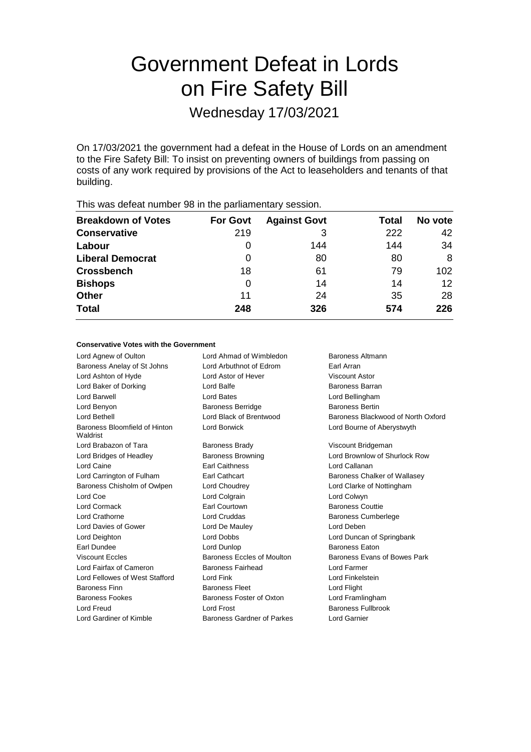# Government Defeat in Lords on Fire Safety Bill

Wednesday 17/03/2021

On 17/03/2021 the government had a defeat in the House of Lords on an amendment to the Fire Safety Bill: To insist on preventing owners of buildings from passing on costs of any work required by provisions of the Act to leaseholders and tenants of that building.

This was defeat number 98 in the parliamentary session.

| Breakdown of Votes | For Govt | Against Govt | Total | No vote |
|---|---|---|---|---|
| **Conservative** | 219 | 3 | 222 | 42 |
| **Labour** | 0 | 144 | 144 | 34 |
| **Liberal Democrat** | 0 | 80 | 80 | 8 |
| **Crossbench** | 18 | 61 | 79 | 102 |
| **Bishops** | 0 | 14 | 14 | 12 |
| **Other** | 11 | 24 | 35 | 28 |
| **Total** | **248** | **326** | **574** | **226** |

### Conservative Votes with the Government

| | | |
|---|---|---|
| Lord Agnew of Oulton | Lord Ahmad of Wimbledon | Baroness Altmann |
| Baroness Anelay of St Johns | Lord Arbuthnot of Edrom | Earl Arran |
| Lord Ashton of Hyde | Lord Astor of Hever | Viscount Astor |
| Lord Baker of Dorking | Lord Balfe | Baroness Barran |
| Lord Barwell | Lord Bates | Lord Bellingham |
| Lord Benyon | Baroness Berridge | Baroness Bertin |
| Lord Bethell | Lord Black of Brentwood | Baroness Blackwood of North Oxford |
| Baroness Bloomfield of Hinton Waldrist | Lord Borwick | Lord Bourne of Aberystwyth |
| Lord Brabazon of Tara | Baroness Brady | Viscount Bridgeman |
| Lord Bridges of Headley | Baroness Browning | Lord Brownlow of Shurlock Row |
| Lord Caine | Earl Caithness | Lord Callanan |
| Lord Carrington of Fulham | Earl Cathcart | Baroness Chalker of Wallasey |
| Baroness Chisholm of Owlpen | Lord Choudrey | Lord Clarke of Nottingham |
| Lord Coe | Lord Colgrain | Lord Colwyn |
| Lord Cormack | Earl Courtown | Baroness Couttie |
| Lord Crathorne | Lord Cruddas | Baroness Cumberlege |
| Lord Davies of Gower | Lord De Mauley | Lord Deben |
| Lord Deighton | Lord Dobbs | Lord Duncan of Springbank |
| Earl Dundee | Lord Dunlop | Baroness Eaton |
| Viscount Eccles | Baroness Eccles of Moulton | Baroness Evans of Bowes Park |
| Lord Fairfax of Cameron | Baroness Fairhead | Lord Farmer |
| Lord Fellowes of West Stafford | Lord Fink | Lord Finkelstein |
| Baroness Finn | Baroness Fleet | Lord Flight |
| Baroness Fookes | Baroness Foster of Oxton | Lord Framlingham |
| Lord Freud | Lord Frost | Baroness Fullbrook |
| Lord Gardiner of Kimble | Baroness Gardner of Parkes | Lord Garnier |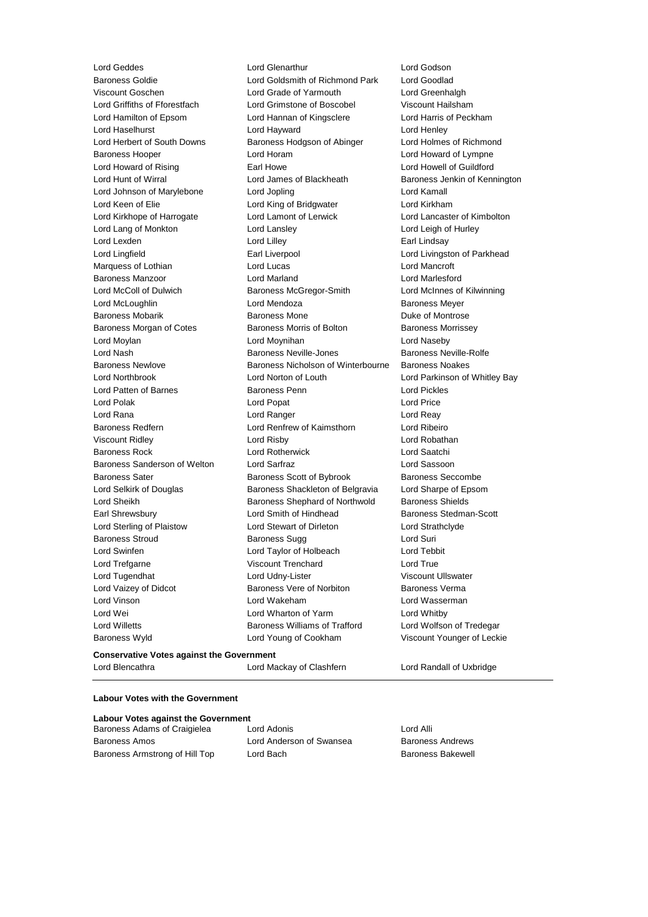Lord Geddes Lord Glenarthur Lord Godson
Baroness Goldie Lord Goldsmith of Richmond Park Lord Goodlad
Viscount Goschen Lord Grade of Yarmouth Lord Greenhalgh
Lord Griffiths of Fforestfach Lord Grimstone of Boscobel Viscount Hailsham
Lord Hamilton of Epsom Lord Hannan of Kingsclere Lord Harris of Peckham
Lord Haselhurst Lord Hayward Lord Henley
Lord Herbert of South Downs Baroness Hodgson of Abinger Lord Holmes of Richmond
Baroness Hooper Lord Horam Lord Howard of Lympne
Lord Howard of Rising Earl Howe Lord Howell of Guildford
Lord Hunt of Wirral Lord James of Blackheath Baroness Jenkin of Kennington
Lord Johnson of Marylebone Lord Jopling Lord Kamall
Lord Keen of Elie Lord King of Bridgwater Lord Kirkham
Lord Kirkhope of Harrogate Lord Lamont of Lerwick Lord Lancaster of Kimbolton
Lord Lang of Monkton Lord Lansley Lord Leigh of Hurley
Lord Lexden Lord Lilley Earl Lindsay
Lord Lingfield Earl Liverpool Lord Livingston of Parkhead
Marquess of Lothian Lord Lucas Lord Mancroft
Baroness Manzoor Lord Marland Lord Marlesford
Lord McColl of Dulwich Baroness McGregor-Smith Lord McInnes of Kilwinning
Lord McLoughlin Lord Mendoza Baroness Meyer
Baroness Mobarik Baroness Mone Duke of Montrose
Baroness Morgan of Cotes Baroness Morris of Bolton Baroness Morrissey
Lord Moylan Lord Moynihan Lord Naseby
Lord Nash Baroness Neville-Jones Baroness Neville-Rolfe
Baroness Newlove Baroness Nicholson of Winterbourne Baroness Noakes
Lord Northbrook Lord Norton of Louth Lord Parkinson of Whitley Bay
Lord Patten of Barnes Baroness Penn Lord Pickles
Lord Polak Lord Popat Lord Price
Lord Rana Lord Ranger Lord Reay
Baroness Redfern Lord Renfrew of Kaimsthorn Lord Ribeiro
Viscount Ridley Lord Risby Lord Robathan
Baroness Rock Lord Rotherwick Lord Saatchi
Baroness Sanderson of Welton Lord Sarfraz Lord Sassoon
Baroness Sater Baroness Scott of Bybrook Baroness Seccombe
Lord Selkirk of Douglas Baroness Shackleton of Belgravia Lord Sharpe of Epsom
Lord Sheikh Baroness Shephard of Northwold Baroness Shields
Earl Shrewsbury Lord Smith of Hindhead Baroness Stedman-Scott
Lord Sterling of Plaistow Lord Stewart of Dirleton Lord Strathclyde
Baroness Stroud Baroness Sugg Lord Suri
Lord Swinfen Lord Taylor of Holbeach Lord Tebbit
Lord Trefgarne Viscount Trenchard Lord True
Lord Tugendhat Lord Udny-Lister Viscount Ullswater
Lord Vaizey of Didcot Baroness Vere of Norbiton Baroness Verma
Lord Vinson Lord Wakeham Lord Wasserman
Lord Wei Lord Wharton of Yarm Lord Whitby
Lord Willetts Baroness Williams of Trafford Lord Wolfson of Tredegar
Baroness Wyld Lord Young of Cookham Viscount Younger of Leckie

**Conservative Votes against the Government**

Lord Blencathra Lord Mackay of Clashfern Lord Randall of Uxbridge

**Labour Votes with the Government**

**Labour Votes against the Government**

Baroness Adams of Craigielea Lord Adonis Lord Alli
Baroness Amos Lord Anderson of Swansea Baroness Andrews
Baroness Armstrong of Hill Top Lord Bach Baroness Bakewell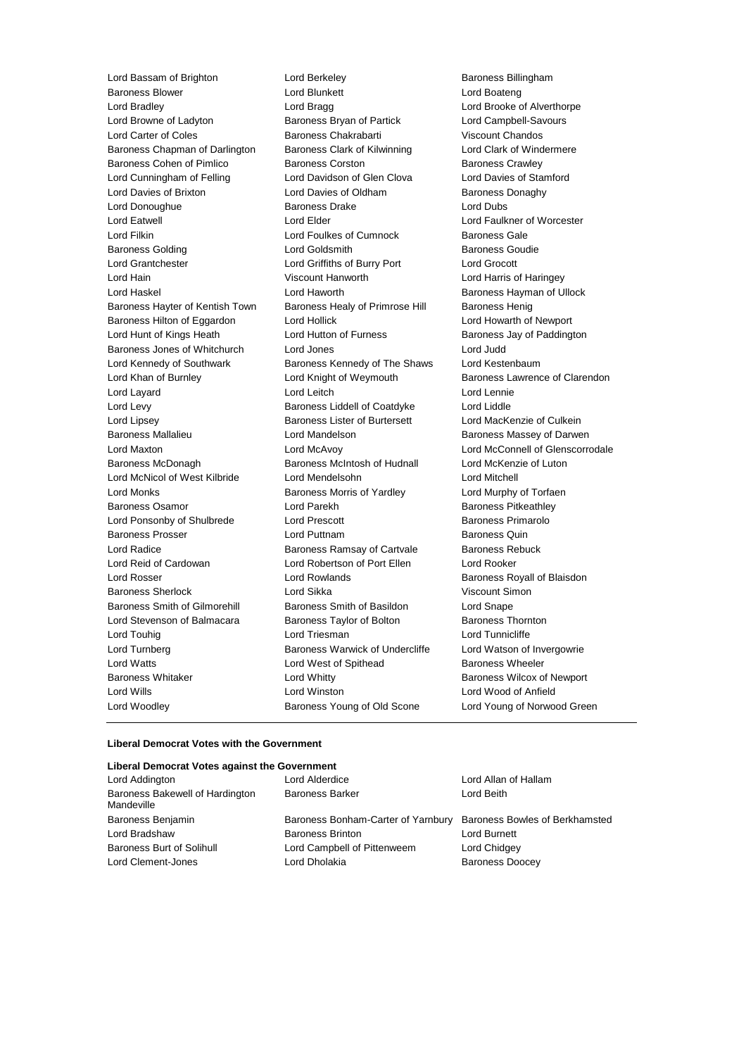Lord Bassam of Brighton
Lord Berkeley
Baroness Billingham
Baroness Blower
Lord Blunkett
Lord Boateng
Lord Bradley
Lord Bragg
Lord Brooke of Alverthorpe
Lord Browne of Ladyton
Baroness Bryan of Partick
Lord Campbell-Savours
Lord Carter of Coles
Baroness Chakrabarti
Viscount Chandos
Baroness Chapman of Darlington
Baroness Clark of Kilwinning
Lord Clark of Windermere
Baroness Cohen of Pimlico
Baroness Corston
Baroness Crawley
Lord Cunningham of Felling
Lord Davidson of Glen Clova
Lord Davies of Stamford
Lord Davies of Brixton
Lord Davies of Oldham
Baroness Donaghy
Lord Donoughue
Baroness Drake
Lord Dubs
Lord Eatwell
Lord Elder
Lord Faulkner of Worcester
Lord Filkin
Lord Foulkes of Cumnock
Baroness Gale
Baroness Golding
Lord Goldsmith
Baroness Goudie
Lord Grantchester
Lord Griffiths of Burry Port
Lord Grocott
Lord Hain
Viscount Hanworth
Lord Harris of Haringey
Lord Haskel
Lord Haworth
Baroness Hayman of Ullock
Baroness Hayter of Kentish Town
Baroness Healy of Primrose Hill
Baroness Henig
Baroness Hilton of Eggardon
Lord Hollick
Lord Howarth of Newport
Lord Hunt of Kings Heath
Lord Hutton of Furness
Baroness Jay of Paddington
Baroness Jones of Whitchurch
Lord Jones
Lord Judd
Lord Kennedy of Southwark
Baroness Kennedy of The Shaws
Lord Kestenbaum
Lord Khan of Burnley
Lord Knight of Weymouth
Baroness Lawrence of Clarendon
Lord Layard
Lord Leitch
Lord Lennie
Lord Levy
Baroness Liddell of Coatdyke
Lord Liddle
Lord Lipsey
Baroness Lister of Burtersett
Lord MacKenzie of Culkein
Baroness Mallalieu
Lord Mandelson
Baroness Massey of Darwen
Lord Maxton
Lord McAvoy
Lord McConnell of Glenscorrodale
Baroness McDonagh
Baroness McIntosh of Hudnall
Lord McKenzie of Luton
Lord McNicol of West Kilbride
Lord Mendelsohn
Lord Mitchell
Lord Monks
Baroness Morris of Yardley
Lord Murphy of Torfaen
Baroness Osamor
Lord Parekh
Baroness Pitkeathley
Lord Ponsonby of Shulbrede
Lord Prescott
Baroness Primarolo
Baroness Prosser
Lord Puttnam
Baroness Quin
Lord Radice
Baroness Ramsay of Cartvale
Baroness Rebuck
Lord Reid of Cardowan
Lord Robertson of Port Ellen
Lord Rooker
Lord Rosser
Lord Rowlands
Baroness Royall of Blaisdon
Baroness Sherlock
Lord Sikka
Viscount Simon
Baroness Smith of Gilmorehill
Baroness Smith of Basildon
Lord Snape
Lord Stevenson of Balmacara
Baroness Taylor of Bolton
Baroness Thornton
Lord Touhig
Lord Triesman
Lord Tunnicliffe
Lord Turnberg
Baroness Warwick of Undercliffe
Lord Watson of Invergowrie
Lord Watts
Lord West of Spithead
Baroness Wheeler
Baroness Whitaker
Lord Whitty
Baroness Wilcox of Newport
Lord Wills
Lord Winston
Lord Wood of Anfield
Lord Woodley
Baroness Young of Old Scone
Lord Young of Norwood Green

**Liberal Democrat Votes with the Government**

**Liberal Democrat Votes against the Government**

Lord Addington
Lord Alderdice
Lord Allan of Hallam
Baroness Bakewell of Hardington Mandeville
Baroness Barker
Lord Beith
Baroness Benjamin
Baroness Bonham-Carter of Yarnbury
Baroness Bowles of Berkhamsted
Lord Bradshaw
Baroness Brinton
Lord Burnett
Baroness Burt of Solihull
Lord Campbell of Pittenweem
Lord Chidgey
Lord Clement-Jones
Lord Dholakia
Baroness Doocey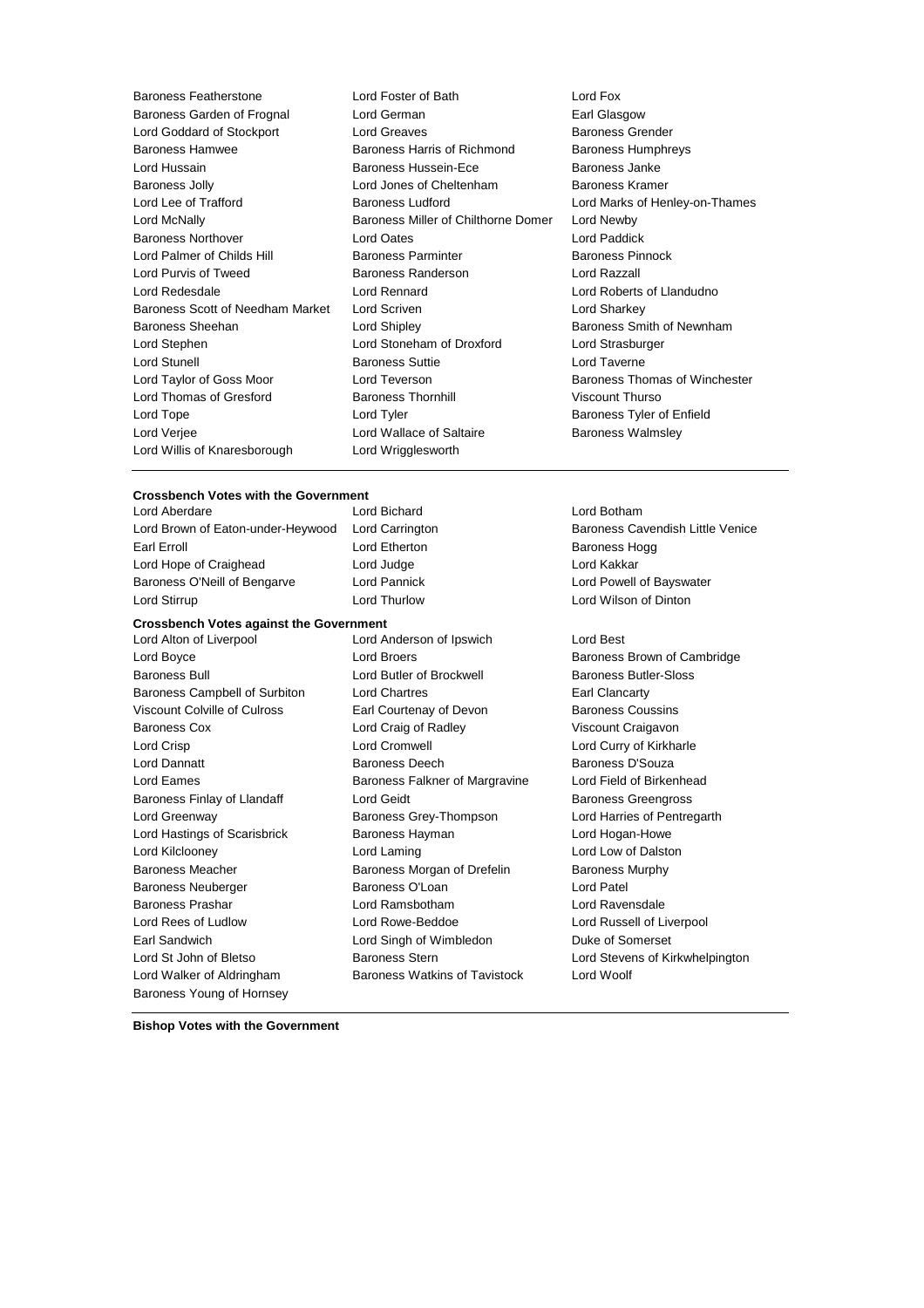Baroness Featherstone
Lord Foster of Bath
Lord Fox
Baroness Garden of Frognal
Lord German
Earl Glasgow
Lord Goddard of Stockport
Lord Greaves
Baroness Grender
Baroness Hamwee
Baroness Harris of Richmond
Baroness Humphreys
Lord Hussain
Baroness Hussein-Ece
Baroness Janke
Baroness Jolly
Lord Jones of Cheltenham
Baroness Kramer
Lord Lee of Trafford
Baroness Ludford
Lord Marks of Henley-on-Thames
Lord McNally
Baroness Miller of Chilthorne Domer
Lord Newby
Baroness Northover
Lord Oates
Lord Paddick
Lord Palmer of Childs Hill
Baroness Parminter
Baroness Pinnock
Lord Purvis of Tweed
Baroness Randerson
Lord Razzall
Lord Redesdale
Lord Rennard
Lord Roberts of Llandudno
Baroness Scott of Needham Market
Lord Scriven
Lord Sharkey
Baroness Sheehan
Lord Shipley
Baroness Smith of Newnham
Lord Stephen
Lord Stoneham of Droxford
Lord Strasburger
Lord Stunell
Baroness Suttie
Lord Taverne
Lord Taylor of Goss Moor
Lord Teverson
Baroness Thomas of Winchester
Lord Thomas of Gresford
Baroness Thornhill
Viscount Thurso
Lord Tope
Lord Tyler
Baroness Tyler of Enfield
Lord Verjee
Lord Wallace of Saltaire
Baroness Walmsley
Lord Willis of Knaresborough
Lord Wrigglesworth

---

**Crossbench Votes with the Government**

Lord Aberdare
Lord Bichard
Lord Botham
Lord Brown of Eaton-under-Heywood
Lord Carrington
Baroness Cavendish Little Venice
Earl Erroll
Lord Etherton
Baroness Hogg
Lord Hope of Craighead
Lord Judge
Lord Kakkar
Baroness O'Neill of Bengarve
Lord Pannick
Lord Powell of Bayswater
Lord Stirrup
Lord Thurlow
Lord Wilson of Dinton

**Crossbench Votes against the Government**

Lord Alton of Liverpool
Lord Anderson of Ipswich
Lord Best
Lord Boyce
Lord Broers
Baroness Brown of Cambridge
Baroness Bull
Lord Butler of Brockwell
Baroness Butler-Sloss
Baroness Campbell of Surbiton
Lord Chartres
Earl Clancarty
Viscount Colville of Culross
Earl Courtenay of Devon
Baroness Coussins
Baroness Cox
Lord Craig of Radley
Viscount Craigavon
Lord Crisp
Lord Cromwell
Lord Curry of Kirkharle
Lord Dannatt
Baroness Deech
Baroness D'Souza
Lord Eames
Baroness Falkner of Margravine
Lord Field of Birkenhead
Baroness Finlay of Llandaff
Lord Geidt
Baroness Greengross
Lord Greenway
Baroness Grey-Thompson
Lord Harries of Pentregarth
Lord Hastings of Scarisbrick
Baroness Hayman
Lord Hogan-Howe
Lord Kilclooney
Lord Laming
Lord Low of Dalston
Baroness Meacher
Baroness Morgan of Drefelin
Baroness Murphy
Baroness Neuberger
Baroness O'Loan
Lord Patel
Baroness Prashar
Lord Ramsbotham
Lord Ravensdale
Lord Rees of Ludlow
Lord Rowe-Beddoe
Lord Russell of Liverpool
Earl Sandwich
Lord Singh of Wimbledon
Duke of Somerset
Lord St John of Bletso
Baroness Stern
Lord Stevens of Kirkwhelpington
Lord Walker of Aldringham
Baroness Watkins of Tavistock
Lord Woolf
Baroness Young of Hornsey

---

**Bishop Votes with the Government**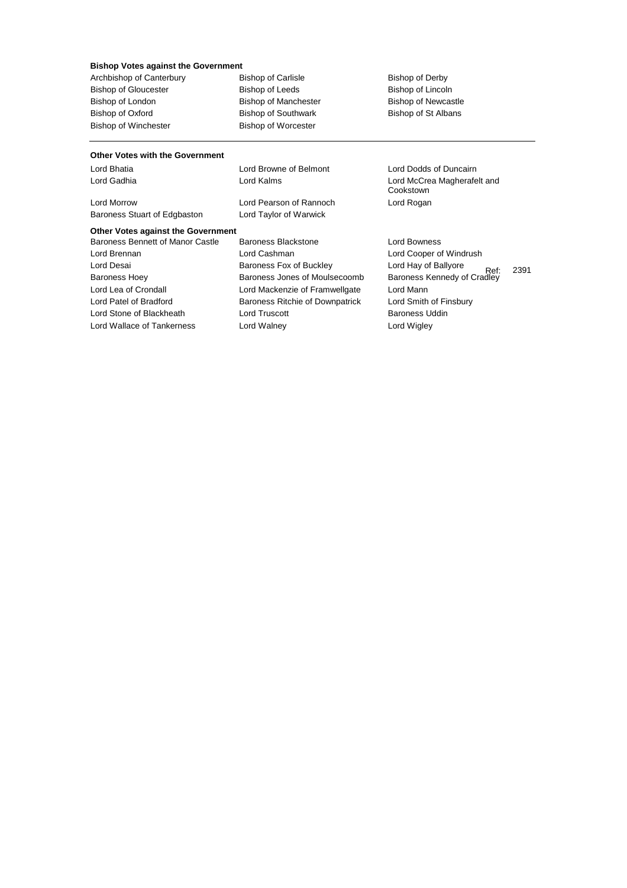**Bishop Votes against the Government**

Archbishop of Canterbury
Bishop of Carlisle
Bishop of Derby
Bishop of Gloucester
Bishop of Leeds
Bishop of Lincoln
Bishop of London
Bishop of Manchester
Bishop of Newcastle
Bishop of Oxford
Bishop of Southwark
Bishop of St Albans
Bishop of Winchester
Bishop of Worcester

---

**Other Votes with the Government**

Lord Bhatia
Lord Browne of Belmont
Lord Dodds of Duncairn
Lord Gadhia
Lord Kalms
Lord McCrea Magherafelt and Cookstown
Lord Morrow
Lord Pearson of Rannoch
Lord Rogan
Baroness Stuart of Edgbaston
Lord Taylor of Warwick

**Other Votes against the Government**

Baroness Bennett of Manor Castle
Baroness Blackstone
Lord Bowness
Lord Brennan
Lord Cashman
Lord Cooper of Windrush
Lord Desai
Baroness Fox of Buckley
Lord Hay of Ballyore
Baroness Hoey
Baroness Jones of Moulsecoomb
Baroness Kennedy of Cradley
Lord Lea of Crondall
Lord Mackenzie of Framwellgate
Lord Mann
Lord Patel of Bradford
Baroness Ritchie of Downpatrick
Lord Smith of Finsbury
Lord Stone of Blackheath
Lord Truscott
Baroness Uddin
Lord Wallace of Tankerness
Lord Walney
Lord Wigley

Ref: 2391